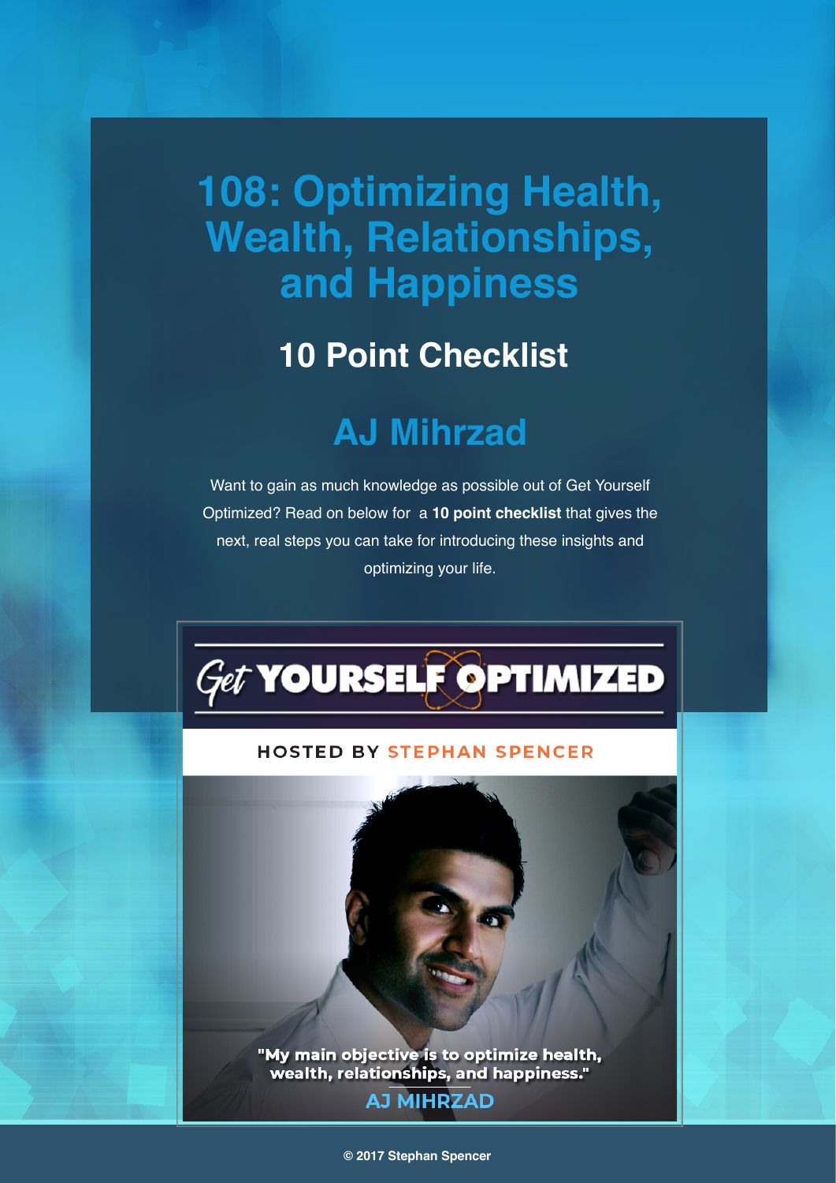# 108: Optimizing Health, Wealth, Relationships, and Happiness

## 10 Point Checklist

## AJ Mihrzad

Want to gain as much knowledge as possible out of Get Yourself Optimized? Read on below for a **10 point checklist** that gives the next, real steps you can take for introducing these insights and optimizing your life.

Get YOURSELF OPTIMIZED

HOSTED BY STEPHAN SPENCER

"My main objective is to optimize health, wealth, relationships, and happiness."
AJ MIHRZAD

© 2017 Stephan Spencer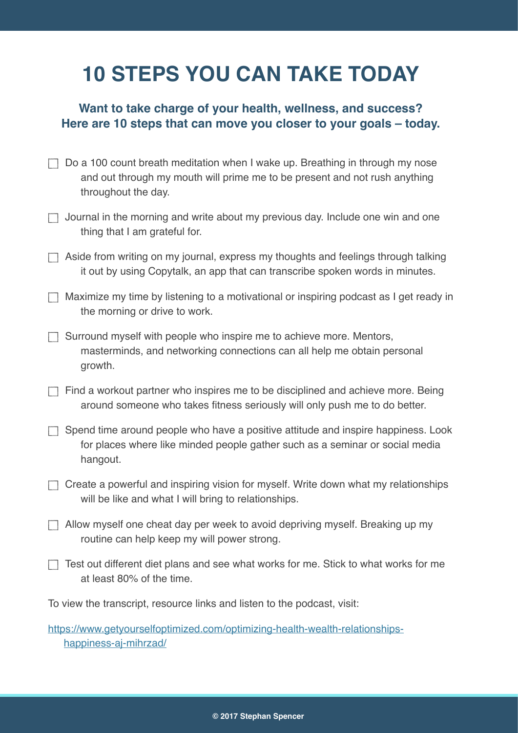# 10 STEPS YOU CAN TAKE TODAY

**Want to take charge of your health, wellness, and success?**
**Here are 10 steps that can move you closer to your goals – today.**

- [ ] Do a 100 count breath meditation when I wake up. Breathing in through my nose and out through my mouth will prime me to be present and not rush anything throughout the day.
- [ ] Journal in the morning and write about my previous day. Include one win and one thing that I am grateful for.
- [ ] Aside from writing on my journal, express my thoughts and feelings through talking it out by using Copytalk, an app that can transcribe spoken words in minutes.
- [ ] Maximize my time by listening to a motivational or inspiring podcast as I get ready in the morning or drive to work.
- [ ] Surround myself with people who inspire me to achieve more. Mentors, masterminds, and networking connections can all help me obtain personal growth.
- [ ] Find a workout partner who inspires me to be disciplined and achieve more. Being around someone who takes fitness seriously will only push me to do better.
- [ ] Spend time around people who have a positive attitude and inspire happiness. Look for places where like minded people gather such as a seminar or social media hangout.
- [ ] Create a powerful and inspiring vision for myself. Write down what my relationships will be like and what I will bring to relationships.
- [ ] Allow myself one cheat day per week to avoid depriving myself. Breaking up my routine can help keep my will power strong.
- [ ] Test out different diet plans and see what works for me. Stick to what works for me at least 80% of the time.

To view the transcript, resource links and listen to the podcast, visit:

https://www.getyourselfoptimized.com/optimizing-health-wealth-relationships-happiness-aj-mihrzad/

© 2017 Stephan Spencer